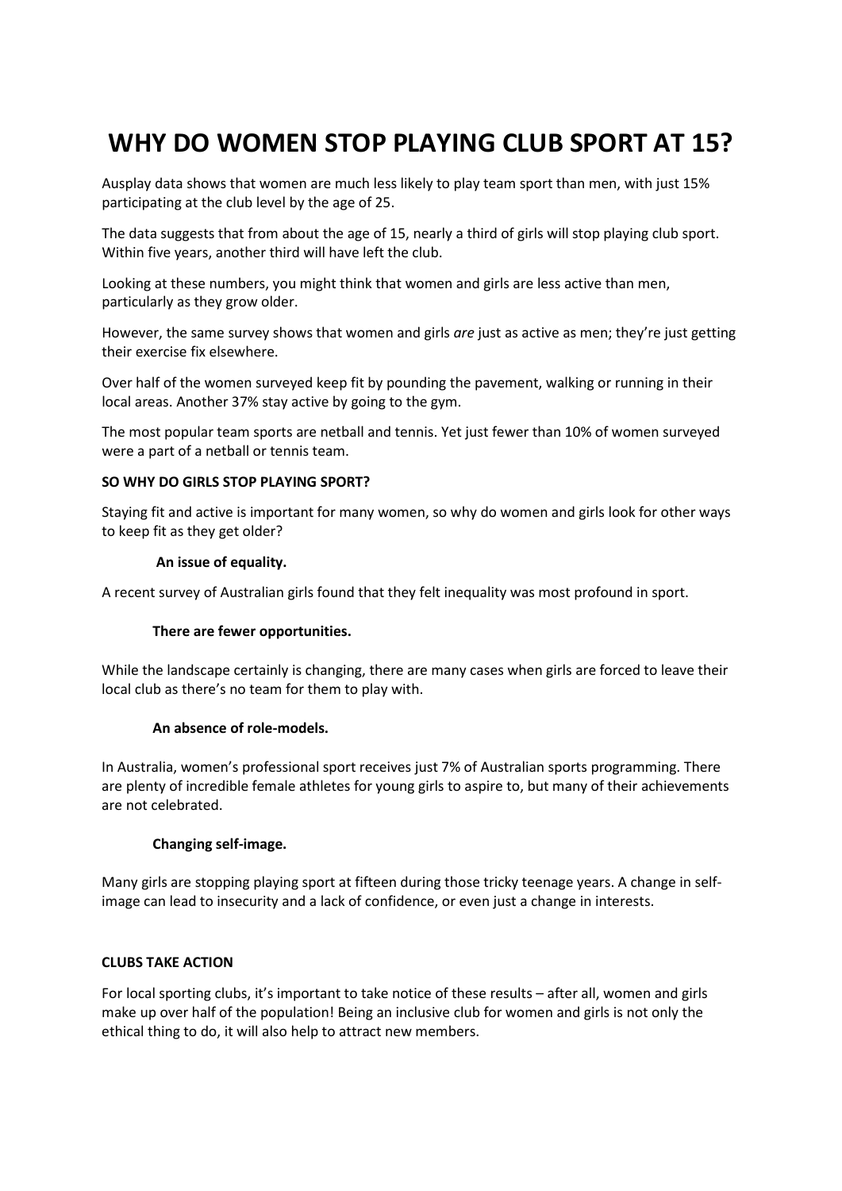# WHY DO WOMEN STOP PLAYING CLUB SPORT AT 15?

Ausplay data shows that women are much less likely to play team sport than men, with just 15% participating at the club level by the age of 25.

The data suggests that from about the age of 15, nearly a third of girls will stop playing club sport. Within five years, another third will have left the club.

Looking at these numbers, you might think that women and girls are less active than men, particularly as they grow older.

However, the same survey shows that women and girls *are* just as active as men; they're just getting their exercise fix elsewhere.

Over half of the women surveyed keep fit by pounding the pavement, walking or running in their local areas. Another 37% stay active by going to the gym.

The most popular team sports are netball and tennis. Yet just fewer than 10% of women surveyed were a part of a netball or tennis team.

**SO WHY DO GIRLS STOP PLAYING SPORT?**

Staying fit and active is important for many women, so why do women and girls look for other ways to keep fit as they get older?

**An issue of equality.**

A recent survey of Australian girls found that they felt inequality was most profound in sport.

**There are fewer opportunities.**

While the landscape certainly is changing, there are many cases when girls are forced to leave their local club as there's no team for them to play with.

**An absence of role-models.**

In Australia, women's professional sport receives just 7% of Australian sports programming. There are plenty of incredible female athletes for young girls to aspire to, but many of their achievements are not celebrated.

**Changing self-image.**

Many girls are stopping playing sport at fifteen during those tricky teenage years. A change in self-image can lead to insecurity and a lack of confidence, or even just a change in interests.

**CLUBS TAKE ACTION**

For local sporting clubs, it's important to take notice of these results – after all, women and girls make up over half of the population! Being an inclusive club for women and girls is not only the ethical thing to do, it will also help to attract new members.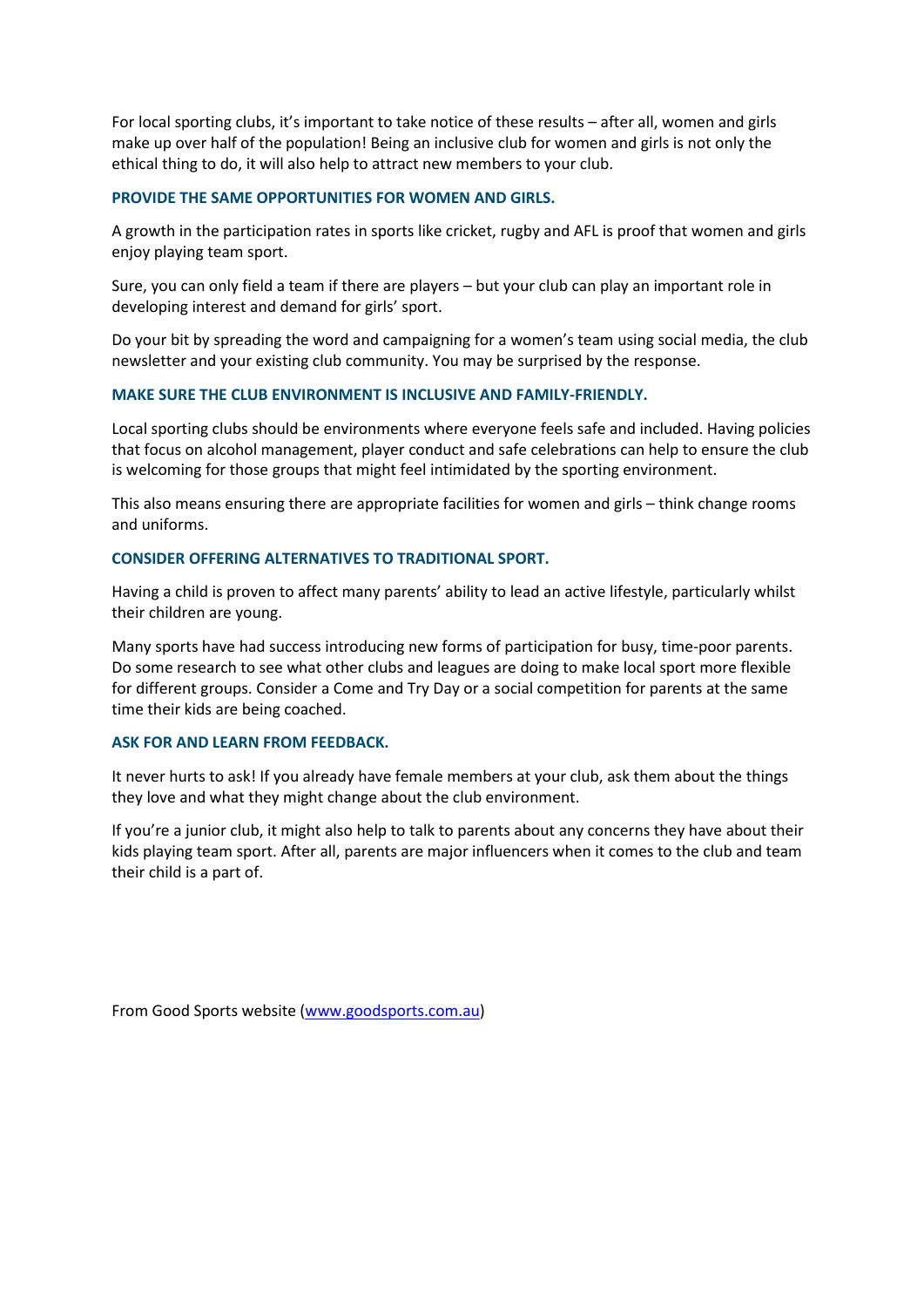For local sporting clubs, it’s important to take notice of these results – after all, women and girls make up over half of the population! Being an inclusive club for women and girls is not only the ethical thing to do, it will also help to attract new members to your club.

## PROVIDE THE SAME OPPORTUNITIES FOR WOMEN AND GIRLS.

A growth in the participation rates in sports like cricket, rugby and AFL is proof that women and girls enjoy playing team sport.

Sure, you can only field a team if there are players – but your club can play an important role in developing interest and demand for girls’ sport.

Do your bit by spreading the word and campaigning for a women’s team using social media, the club newsletter and your existing club community. You may be surprised by the response.

## MAKE SURE THE CLUB ENVIRONMENT IS INCLUSIVE AND FAMILY-FRIENDLY.

Local sporting clubs should be environments where everyone feels safe and included. Having policies that focus on alcohol management, player conduct and safe celebrations can help to ensure the club is welcoming for those groups that might feel intimidated by the sporting environment.

This also means ensuring there are appropriate facilities for women and girls – think change rooms and uniforms.

## CONSIDER OFFERING ALTERNATIVES TO TRADITIONAL SPORT.

Having a child is proven to affect many parents’ ability to lead an active lifestyle, particularly whilst their children are young.

Many sports have had success introducing new forms of participation for busy, time-poor parents. Do some research to see what other clubs and leagues are doing to make local sport more flexible for different groups. Consider a Come and Try Day or a social competition for parents at the same time their kids are being coached.

## ASK FOR AND LEARN FROM FEEDBACK.

It never hurts to ask! If you already have female members at your club, ask them about the things they love and what they might change about the club environment.

If you’re a junior club, it might also help to talk to parents about any concerns they have about their kids playing team sport. After all, parents are major influencers when it comes to the club and team their child is a part of.

From Good Sports website ([www.goodsports.com.au](http://www.goodsports.com.au))